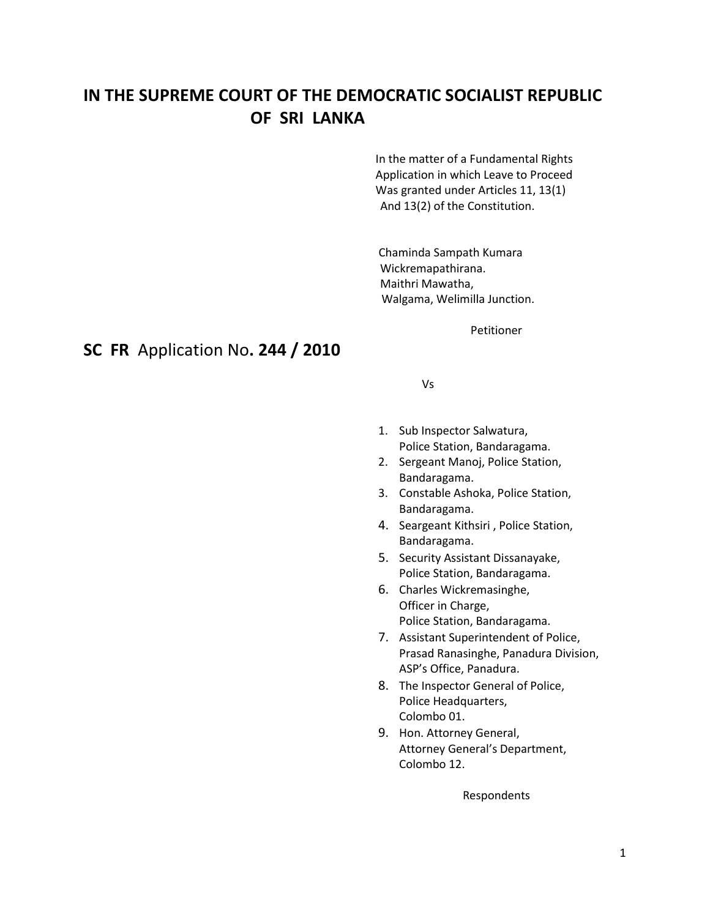# IN THE SUPREME COURT OF THE DEMOCRATIC SOCIALIST REPUBLIC OF SRI LANKA

In the matter of a Fundamental Rights Application in which Leave to Proceed Was granted under Articles 11, 13(1) And 13(2) of the Constitution.

Chaminda Sampath Kumara Wickremapathirana.
Maithri Mawatha,
Walgama, Welimilla Junction.

Petitioner

**SC FR** Application No**. 244 / 2010**

Vs

1. Sub Inspector Salwatura, Police Station, Bandaragama.
2. Sergeant Manoj, Police Station, Bandaragama.
3. Constable Ashoka, Police Station, Bandaragama.
4. Seargeant Kithsiri , Police Station, Bandaragama.
5. Security Assistant Dissanayake, Police Station, Bandaragama.
6. Charles Wickremasinghe, Officer in Charge, Police Station, Bandaragama.
7. Assistant Superintendent of Police, Prasad Ranasinghe, Panadura Division, ASP's Office, Panadura.
8. The Inspector General of Police, Police Headquarters, Colombo 01.
9. Hon. Attorney General, Attorney General's Department, Colombo 12.

Respondents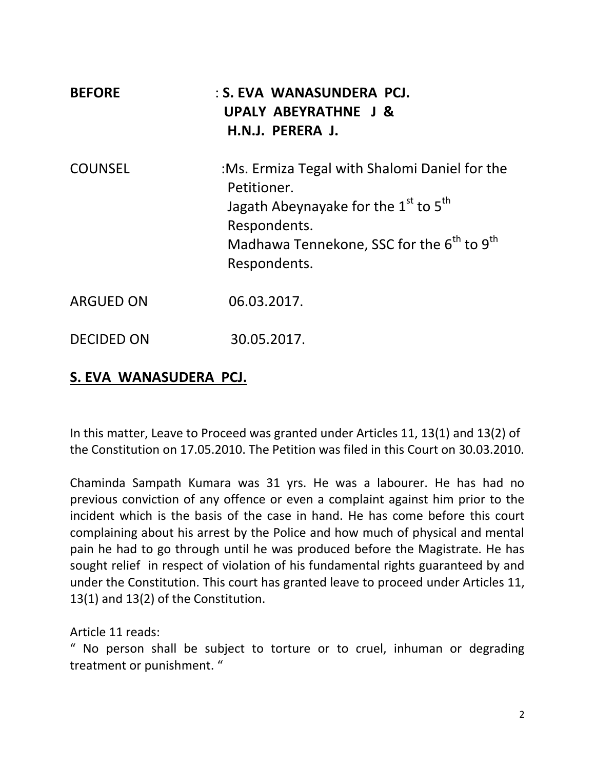**BEFORE** : **S. EVA WANASUNDERA PCJ.**
**UPALY ABEYRATHNE J &**
**H.N.J. PERERA J.**

COUNSEL :Ms. Ermiza Tegal with Shalomi Daniel for the Petitioner.
Jagath Abeynayake for the 1st to 5th Respondents.
Madhawa Tennekone, SSC for the 6th to 9th Respondents.

ARGUED ON 06.03.2017.

DECIDED ON 30.05.2017.

**S. EVA WANASUDERA PCJ.**

In this matter, Leave to Proceed was granted under Articles 11, 13(1) and 13(2) of the Constitution on 17.05.2010. The Petition was filed in this Court on 30.03.2010.

Chaminda Sampath Kumara was 31 yrs. He was a labourer. He has had no previous conviction of any offence or even a complaint against him prior to the incident which is the basis of the case in hand. He has come before this court complaining about his arrest by the Police and how much of physical and mental pain he had to go through until he was produced before the Magistrate. He has sought relief in respect of violation of his fundamental rights guaranteed by and under the Constitution. This court has granted leave to proceed under Articles 11, 13(1) and 13(2) of the Constitution.

Article 11 reads:
" No person shall be subject to torture or to cruel, inhuman or degrading treatment or punishment. "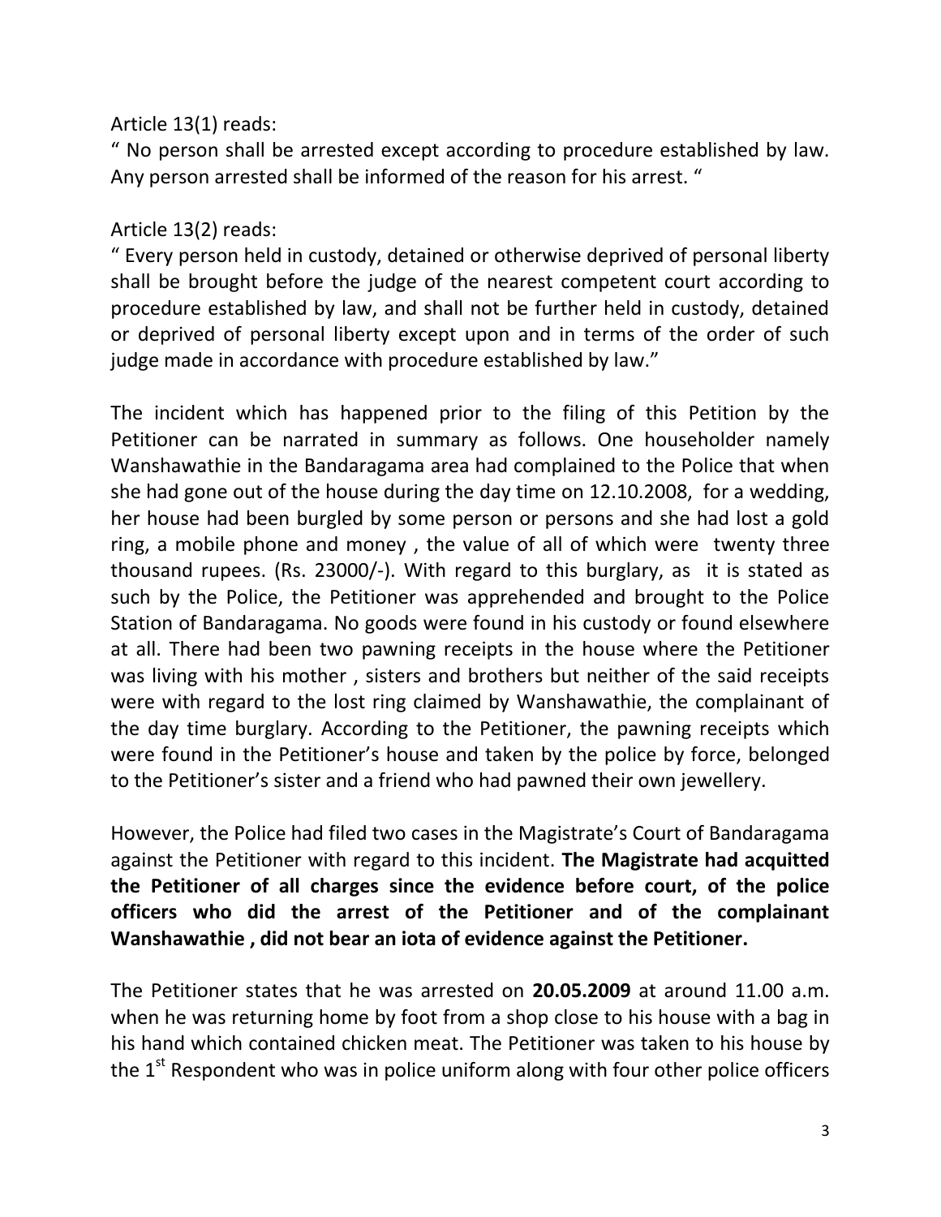Article 13(1) reads:

" No person shall be arrested except according to procedure established by law. Any person arrested shall be informed of the reason for his arrest. "

Article 13(2) reads:

" Every person held in custody, detained or otherwise deprived of personal liberty shall be brought before the judge of the nearest competent court according to procedure established by law, and shall not be further held in custody, detained or deprived of personal liberty except upon and in terms of the order of such judge made in accordance with procedure established by law."

The incident which has happened prior to the filing of this Petition by the Petitioner can be narrated in summary as follows. One householder namely Wanshawathie in the Bandaragama area had complained to the Police that when she had gone out of the house during the day time on 12.10.2008, for a wedding, her house had been burgled by some person or persons and she had lost a gold ring, a mobile phone and money , the value of all of which were twenty three thousand rupees. (Rs. 23000/-). With regard to this burglary, as it is stated as such by the Police, the Petitioner was apprehended and brought to the Police Station of Bandaragama. No goods were found in his custody or found elsewhere at all. There had been two pawning receipts in the house where the Petitioner was living with his mother , sisters and brothers but neither of the said receipts were with regard to the lost ring claimed by Wanshawathie, the complainant of the day time burglary. According to the Petitioner, the pawning receipts which were found in the Petitioner's house and taken by the police by force, belonged to the Petitioner's sister and a friend who had pawned their own jewellery.

However, the Police had filed two cases in the Magistrate's Court of Bandaragama against the Petitioner with regard to this incident. **The Magistrate had acquitted the Petitioner of all charges since the evidence before court, of the police officers who did the arrest of the Petitioner and of the complainant Wanshawathie , did not bear an iota of evidence against the Petitioner.**

The Petitioner states that he was arrested on **20.05.2009** at around 11.00 a.m. when he was returning home by foot from a shop close to his house with a bag in his hand which contained chicken meat. The Petitioner was taken to his house by the 1st Respondent who was in police uniform along with four other police officers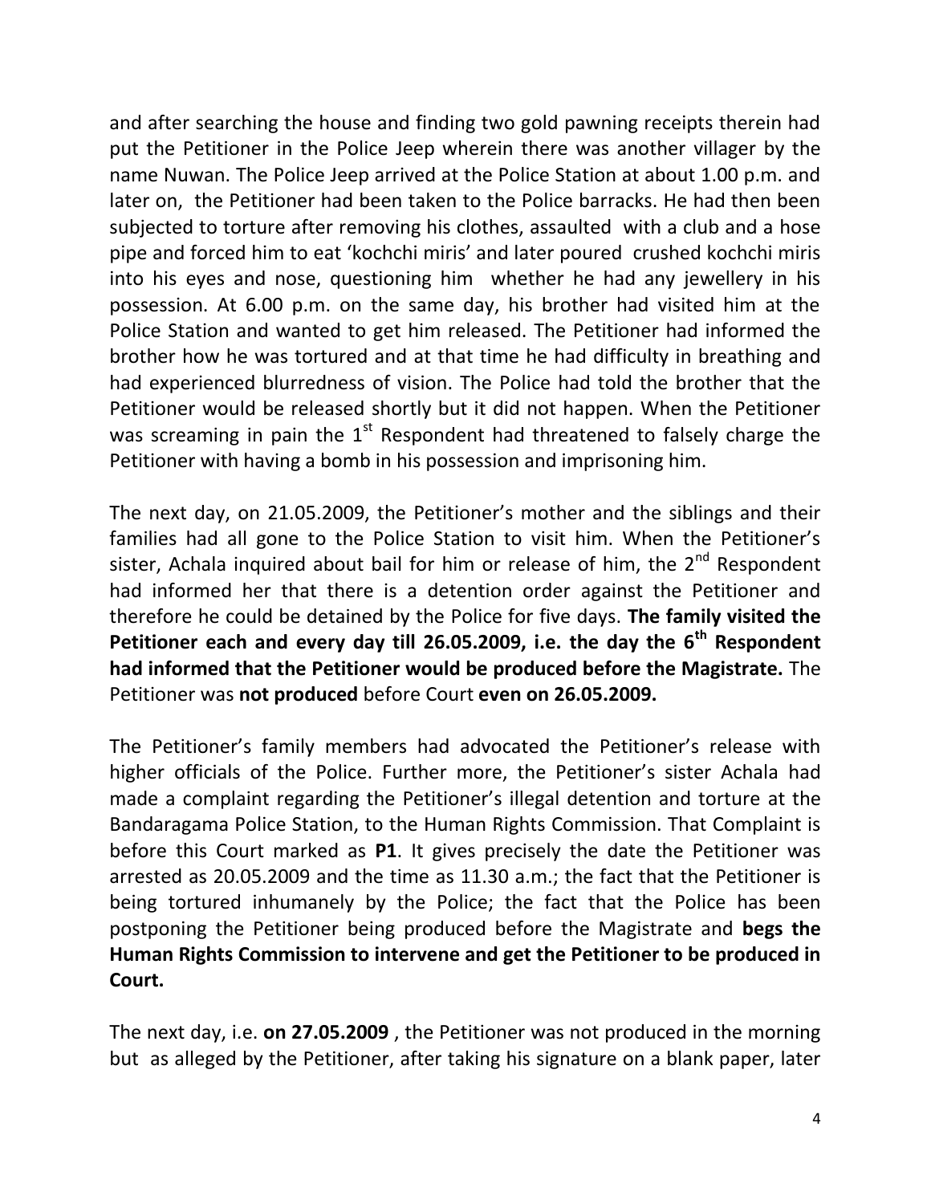and after searching the house and finding two gold pawning receipts therein had put the Petitioner in the Police Jeep wherein there was another villager by the name Nuwan. The Police Jeep arrived at the Police Station at about 1.00 p.m. and later on, the Petitioner had been taken to the Police barracks. He had then been subjected to torture after removing his clothes, assaulted with a club and a hose pipe and forced him to eat 'kochchi miris' and later poured crushed kochchi miris into his eyes and nose, questioning him whether he had any jewellery in his possession. At 6.00 p.m. on the same day, his brother had visited him at the Police Station and wanted to get him released. The Petitioner had informed the brother how he was tortured and at that time he had difficulty in breathing and had experienced blurredness of vision. The Police had told the brother that the Petitioner would be released shortly but it did not happen. When the Petitioner was screaming in pain the 1st Respondent had threatened to falsely charge the Petitioner with having a bomb in his possession and imprisoning him.

The next day, on 21.05.2009, the Petitioner's mother and the siblings and their families had all gone to the Police Station to visit him. When the Petitioner's sister, Achala inquired about bail for him or release of him, the 2nd Respondent had informed her that there is a detention order against the Petitioner and therefore he could be detained by the Police for five days. **The family visited the Petitioner each and every day till 26.05.2009, i.e. the day the 6th Respondent had informed that the Petitioner would be produced before the Magistrate.** The Petitioner was **not produced** before Court **even on 26.05.2009.**

The Petitioner's family members had advocated the Petitioner's release with higher officials of the Police. Further more, the Petitioner's sister Achala had made a complaint regarding the Petitioner's illegal detention and torture at the Bandaragama Police Station, to the Human Rights Commission. That Complaint is before this Court marked as **P1**. It gives precisely the date the Petitioner was arrested as 20.05.2009 and the time as 11.30 a.m.; the fact that the Petitioner is being tortured inhumanely by the Police; the fact that the Police has been postponing the Petitioner being produced before the Magistrate and **begs the Human Rights Commission to intervene and get the Petitioner to be produced in Court.**

The next day, i.e. **on 27.05.2009** , the Petitioner was not produced in the morning but as alleged by the Petitioner, after taking his signature on a blank paper, later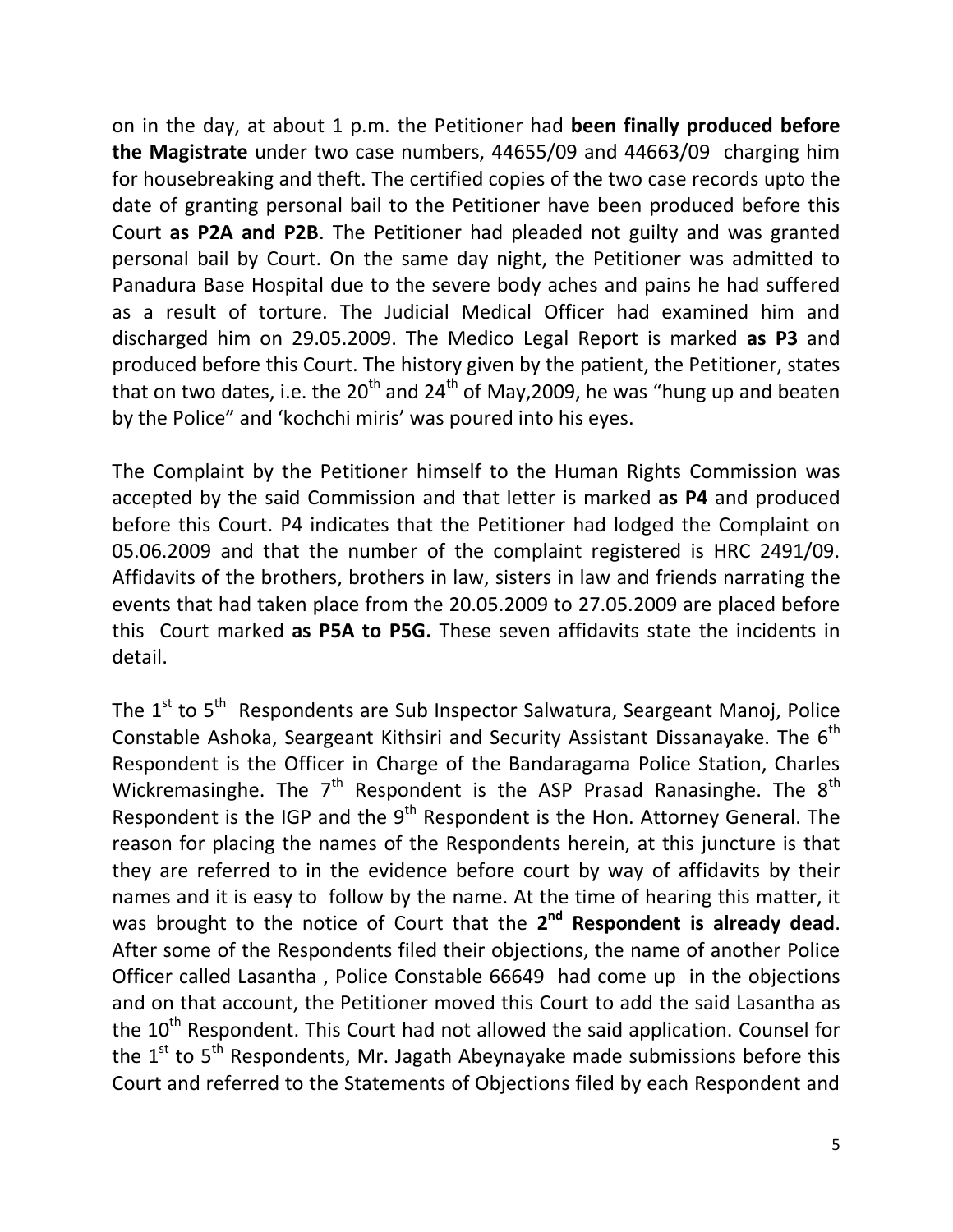on in the day, at about 1 p.m. the Petitioner had **been finally produced before the Magistrate** under two case numbers, 44655/09 and 44663/09 charging him for housebreaking and theft. The certified copies of the two case records upto the date of granting personal bail to the Petitioner have been produced before this Court **as P2A and P2B**. The Petitioner had pleaded not guilty and was granted personal bail by Court. On the same day night, the Petitioner was admitted to Panadura Base Hospital due to the severe body aches and pains he had suffered as a result of torture. The Judicial Medical Officer had examined him and discharged him on 29.05.2009. The Medico Legal Report is marked **as P3** and produced before this Court. The history given by the patient, the Petitioner, states that on two dates, i.e. the 20th and 24th of May,2009, he was "hung up and beaten by the Police" and 'kochchi miris' was poured into his eyes.

The Complaint by the Petitioner himself to the Human Rights Commission was accepted by the said Commission and that letter is marked **as P4** and produced before this Court. P4 indicates that the Petitioner had lodged the Complaint on 05.06.2009 and that the number of the complaint registered is HRC 2491/09. Affidavits of the brothers, brothers in law, sisters in law and friends narrating the events that had taken place from the 20.05.2009 to 27.05.2009 are placed before this Court marked **as P5A to P5G.** These seven affidavits state the incidents in detail.

The 1st to 5th Respondents are Sub Inspector Salwatura, Seargeant Manoj, Police Constable Ashoka, Seargeant Kithsiri and Security Assistant Dissanayake. The 6th Respondent is the Officer in Charge of the Bandaragama Police Station, Charles Wickremasinghe. The 7th Respondent is the ASP Prasad Ranasinghe. The 8th Respondent is the IGP and the 9th Respondent is the Hon. Attorney General. The reason for placing the names of the Respondents herein, at this juncture is that they are referred to in the evidence before court by way of affidavits by their names and it is easy to follow by the name. At the time of hearing this matter, it was brought to the notice of Court that the **2nd Respondent is already dead**. After some of the Respondents filed their objections, the name of another Police Officer called Lasantha , Police Constable 66649 had come up in the objections and on that account, the Petitioner moved this Court to add the said Lasantha as the 10th Respondent. This Court had not allowed the said application. Counsel for the 1st to 5th Respondents, Mr. Jagath Abeynayake made submissions before this Court and referred to the Statements of Objections filed by each Respondent and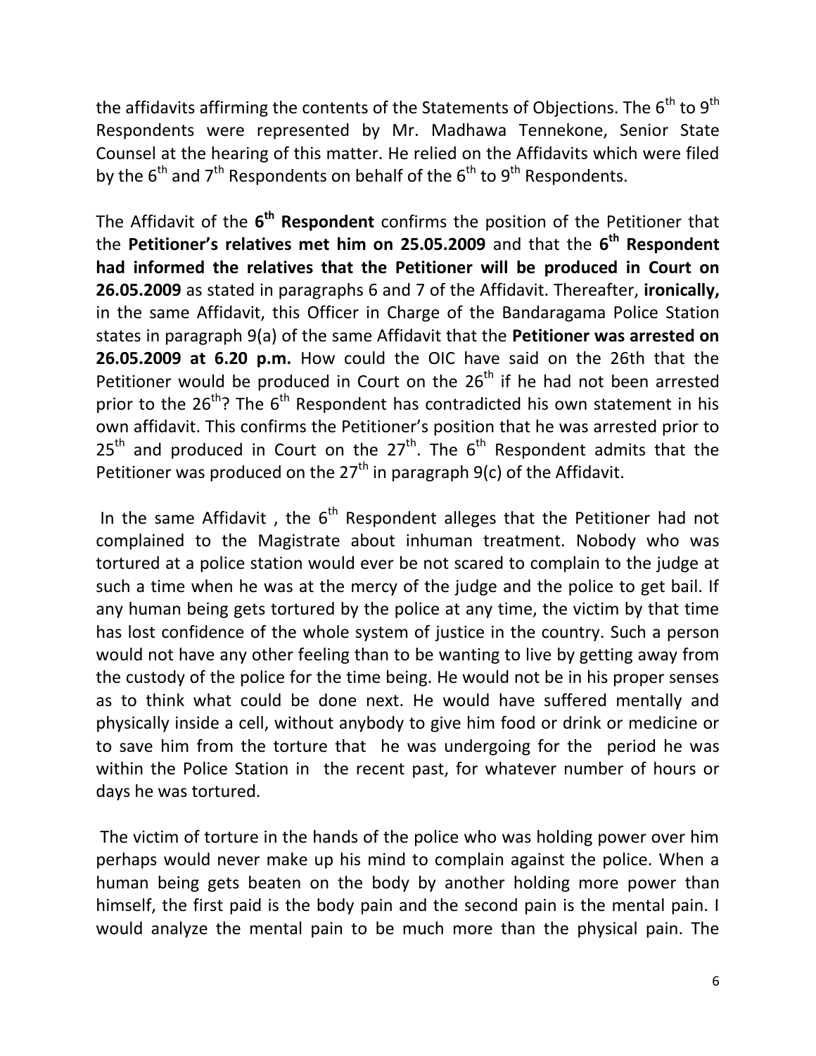the affidavits affirming the contents of the Statements of Objections. The 6th to 9th Respondents were represented by Mr. Madhawa Tennekone, Senior State Counsel at the hearing of this matter. He relied on the Affidavits which were filed by the 6th and 7th Respondents on behalf of the 6th to 9th Respondents.

The Affidavit of the **6th Respondent** confirms the position of the Petitioner that the **Petitioner's relatives met him on 25.05.2009** and that the **6th Respondent had informed the relatives that the Petitioner will be produced in Court on 26.05.2009** as stated in paragraphs 6 and 7 of the Affidavit. Thereafter, **ironically,** in the same Affidavit, this Officer in Charge of the Bandaragama Police Station states in paragraph 9(a) of the same Affidavit that the **Petitioner was arrested on 26.05.2009 at 6.20 p.m.** How could the OIC have said on the 26th that the Petitioner would be produced in Court on the 26th if he had not been arrested prior to the 26th? The 6th Respondent has contradicted his own statement in his own affidavit. This confirms the Petitioner's position that he was arrested prior to 25th and produced in Court on the 27th. The 6th Respondent admits that the Petitioner was produced on the 27th in paragraph 9(c) of the Affidavit.

In the same Affidavit , the 6th Respondent alleges that the Petitioner had not complained to the Magistrate about inhuman treatment. Nobody who was tortured at a police station would ever be not scared to complain to the judge at such a time when he was at the mercy of the judge and the police to get bail. If any human being gets tortured by the police at any time, the victim by that time has lost confidence of the whole system of justice in the country. Such a person would not have any other feeling than to be wanting to live by getting away from the custody of the police for the time being. He would not be in his proper senses as to think what could be done next. He would have suffered mentally and physically inside a cell, without anybody to give him food or drink or medicine or to save him from the torture that he was undergoing for the period he was within the Police Station in the recent past, for whatever number of hours or days he was tortured.

The victim of torture in the hands of the police who was holding power over him perhaps would never make up his mind to complain against the police. When a human being gets beaten on the body by another holding more power than himself, the first paid is the body pain and the second pain is the mental pain. I would analyze the mental pain to be much more than the physical pain. The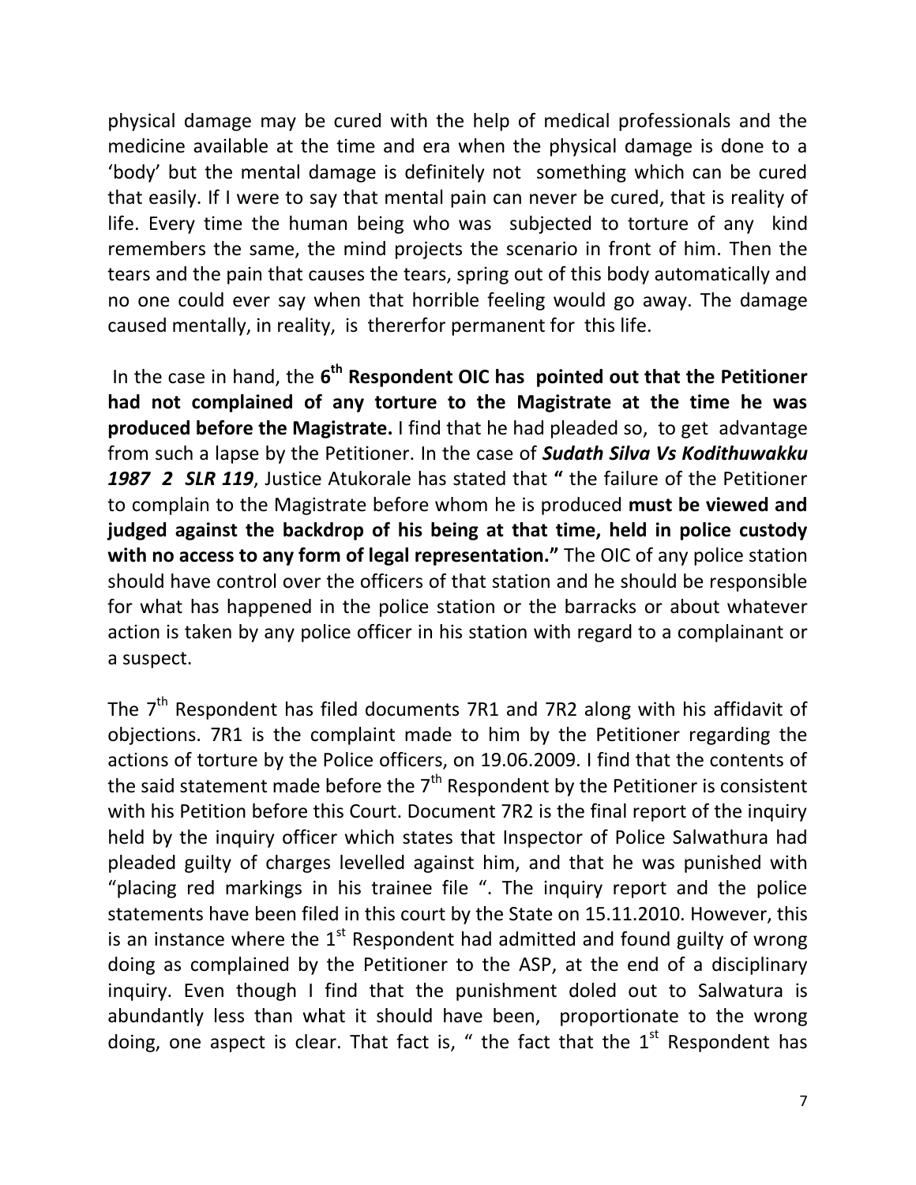physical damage may be cured with the help of medical professionals and the medicine available at the time and era when the physical damage is done to a 'body' but the mental damage is definitely not something which can be cured that easily. If I were to say that mental pain can never be cured, that is reality of life. Every time the human being who was subjected to torture of any kind remembers the same, the mind projects the scenario in front of him. Then the tears and the pain that causes the tears, spring out of this body automatically and no one could ever say when that horrible feeling would go away. The damage caused mentally, in reality, is thererfor permanent for this life.

In the case in hand, the **6th Respondent OIC has pointed out that the Petitioner had not complained of any torture to the Magistrate at the time he was produced before the Magistrate.** I find that he had pleaded so, to get advantage from such a lapse by the Petitioner. In the case of ***Sudath Silva Vs Kodithuwakku 1987 2 SLR 119***, Justice Atukorale has stated that **"** the failure of the Petitioner to complain to the Magistrate before whom he is produced **must be viewed and judged against the backdrop of his being at that time, held in police custody with no access to any form of legal representation."** The OIC of any police station should have control over the officers of that station and he should be responsible for what has happened in the police station or the barracks or about whatever action is taken by any police officer in his station with regard to a complainant or a suspect.

The 7th Respondent has filed documents 7R1 and 7R2 along with his affidavit of objections. 7R1 is the complaint made to him by the Petitioner regarding the actions of torture by the Police officers, on 19.06.2009. I find that the contents of the said statement made before the 7th Respondent by the Petitioner is consistent with his Petition before this Court. Document 7R2 is the final report of the inquiry held by the inquiry officer which states that Inspector of Police Salwathura had pleaded guilty of charges levelled against him, and that he was punished with "placing red markings in his trainee file ". The inquiry report and the police statements have been filed in this court by the State on 15.11.2010. However, this is an instance where the 1st Respondent had admitted and found guilty of wrong doing as complained by the Petitioner to the ASP, at the end of a disciplinary inquiry. Even though I find that the punishment doled out to Salwatura is abundantly less than what it should have been, proportionate to the wrong doing, one aspect is clear. That fact is, " the fact that the 1st Respondent has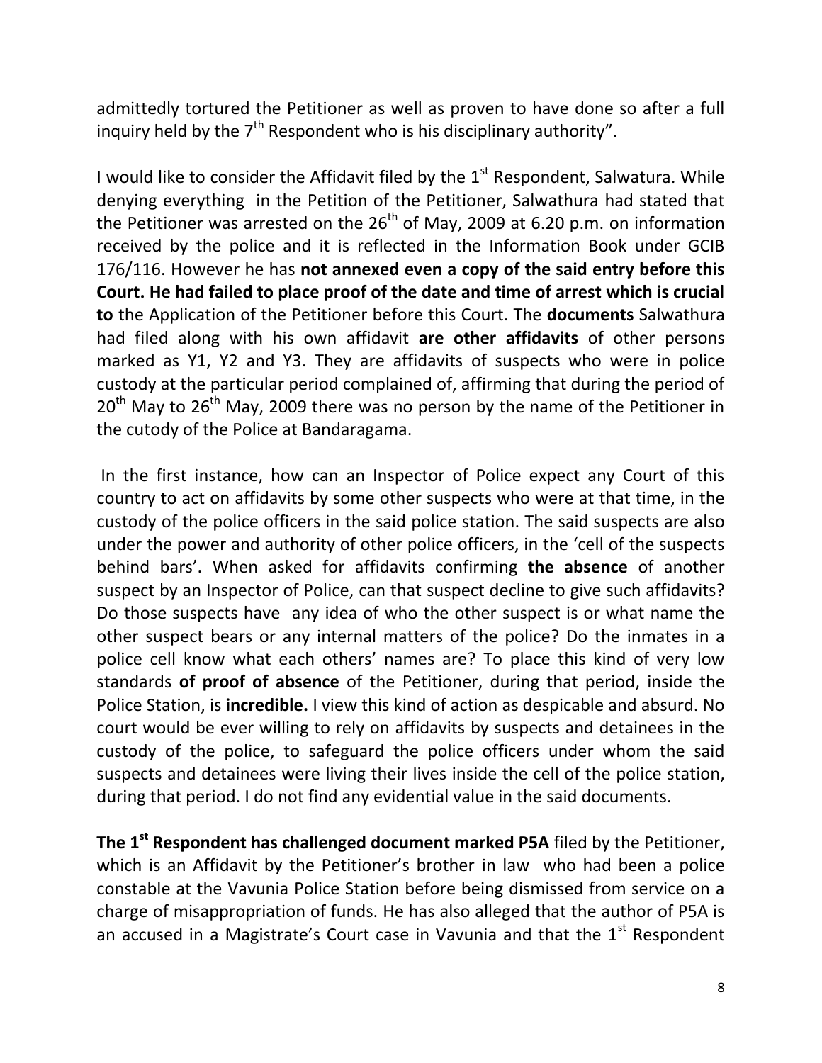admittedly tortured the Petitioner as well as proven to have done so after a full inquiry held by the 7th Respondent who is his disciplinary authority".

I would like to consider the Affidavit filed by the 1st Respondent, Salwatura. While denying everything in the Petition of the Petitioner, Salwathura had stated that the Petitioner was arrested on the 26th of May, 2009 at 6.20 p.m. on information received by the police and it is reflected in the Information Book under GCIB 176/116. However he has **not annexed even a copy of the said entry before this Court. He had failed to place proof of the date and time of arrest which is crucial to** the Application of the Petitioner before this Court. The **documents** Salwathura had filed along with his own affidavit **are other affidavits** of other persons marked as Y1, Y2 and Y3. They are affidavits of suspects who were in police custody at the particular period complained of, affirming that during the period of 20th May to 26th May, 2009 there was no person by the name of the Petitioner in the cutody of the Police at Bandaragama.

In the first instance, how can an Inspector of Police expect any Court of this country to act on affidavits by some other suspects who were at that time, in the custody of the police officers in the said police station. The said suspects are also under the power and authority of other police officers, in the 'cell of the suspects behind bars'. When asked for affidavits confirming **the absence** of another suspect by an Inspector of Police, can that suspect decline to give such affidavits? Do those suspects have any idea of who the other suspect is or what name the other suspect bears or any internal matters of the police? Do the inmates in a police cell know what each others' names are? To place this kind of very low standards **of proof of absence** of the Petitioner, during that period, inside the Police Station, is **incredible.** I view this kind of action as despicable and absurd. No court would be ever willing to rely on affidavits by suspects and detainees in the custody of the police, to safeguard the police officers under whom the said suspects and detainees were living their lives inside the cell of the police station, during that period. I do not find any evidential value in the said documents.

**The 1st Respondent has challenged document marked P5A** filed by the Petitioner, which is an Affidavit by the Petitioner's brother in law who had been a police constable at the Vavunia Police Station before being dismissed from service on a charge of misappropriation of funds. He has also alleged that the author of P5A is an accused in a Magistrate's Court case in Vavunia and that the 1st Respondent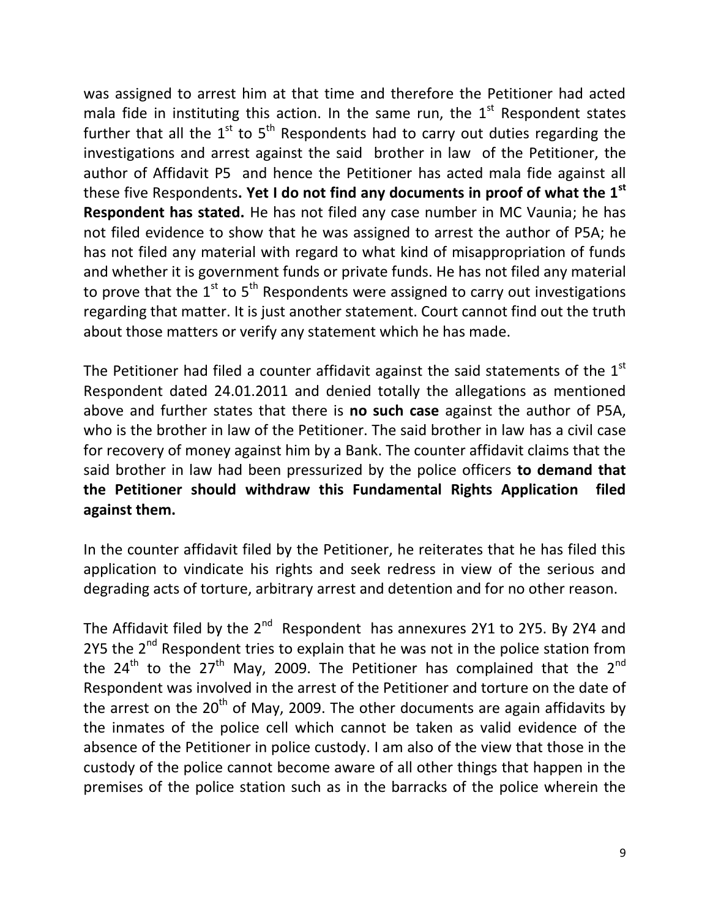was assigned to arrest him at that time and therefore the Petitioner had acted mala fide in instituting this action. In the same run, the 1st Respondent states further that all the 1st to 5th Respondents had to carry out duties regarding the investigations and arrest against the said brother in law of the Petitioner, the author of Affidavit P5 and hence the Petitioner has acted mala fide against all these five Respondents**. Yet I do not find any documents in proof of what the 1st Respondent has stated.** He has not filed any case number in MC Vaunia; he has not filed evidence to show that he was assigned to arrest the author of P5A; he has not filed any material with regard to what kind of misappropriation of funds and whether it is government funds or private funds. He has not filed any material to prove that the 1st to 5th Respondents were assigned to carry out investigations regarding that matter. It is just another statement. Court cannot find out the truth about those matters or verify any statement which he has made.

The Petitioner had filed a counter affidavit against the said statements of the 1st Respondent dated 24.01.2011 and denied totally the allegations as mentioned above and further states that there is **no such case** against the author of P5A, who is the brother in law of the Petitioner. The said brother in law has a civil case for recovery of money against him by a Bank. The counter affidavit claims that the said brother in law had been pressurized by the police officers **to demand that the Petitioner should withdraw this Fundamental Rights Application filed against them.**

In the counter affidavit filed by the Petitioner, he reiterates that he has filed this application to vindicate his rights and seek redress in view of the serious and degrading acts of torture, arbitrary arrest and detention and for no other reason.

The Affidavit filed by the 2nd Respondent has annexures 2Y1 to 2Y5. By 2Y4 and 2Y5 the 2nd Respondent tries to explain that he was not in the police station from the 24th to the 27th May, 2009. The Petitioner has complained that the 2nd Respondent was involved in the arrest of the Petitioner and torture on the date of the arrest on the 20th of May, 2009. The other documents are again affidavits by the inmates of the police cell which cannot be taken as valid evidence of the absence of the Petitioner in police custody. I am also of the view that those in the custody of the police cannot become aware of all other things that happen in the premises of the police station such as in the barracks of the police wherein the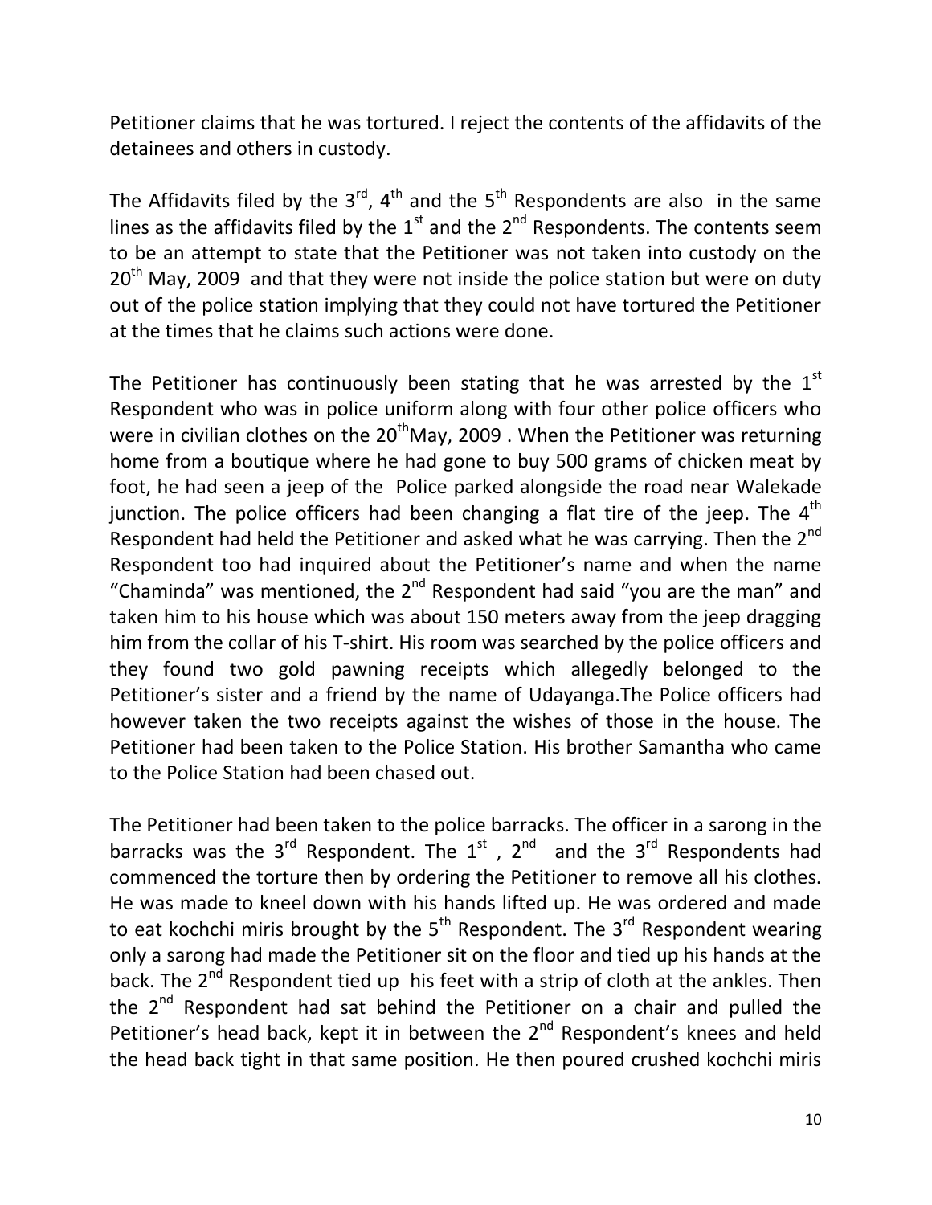Petitioner claims that he was tortured. I reject the contents of the affidavits of the detainees and others in custody.

The Affidavits filed by the 3rd, 4th and the 5th Respondents are also in the same lines as the affidavits filed by the 1st and the 2nd Respondents. The contents seem to be an attempt to state that the Petitioner was not taken into custody on the 20th May, 2009 and that they were not inside the police station but were on duty out of the police station implying that they could not have tortured the Petitioner at the times that he claims such actions were done.

The Petitioner has continuously been stating that he was arrested by the 1st Respondent who was in police uniform along with four other police officers who were in civilian clothes on the 20thMay, 2009 . When the Petitioner was returning home from a boutique where he had gone to buy 500 grams of chicken meat by foot, he had seen a jeep of the Police parked alongside the road near Walekade junction. The police officers had been changing a flat tire of the jeep. The 4th Respondent had held the Petitioner and asked what he was carrying. Then the 2nd Respondent too had inquired about the Petitioner's name and when the name "Chaminda" was mentioned, the 2nd Respondent had said "you are the man" and taken him to his house which was about 150 meters away from the jeep dragging him from the collar of his T-shirt. His room was searched by the police officers and they found two gold pawning receipts which allegedly belonged to the Petitioner's sister and a friend by the name of Udayanga.The Police officers had however taken the two receipts against the wishes of those in the house. The Petitioner had been taken to the Police Station. His brother Samantha who came to the Police Station had been chased out.

The Petitioner had been taken to the police barracks. The officer in a sarong in the barracks was the 3rd Respondent. The 1st , 2nd and the 3rd Respondents had commenced the torture then by ordering the Petitioner to remove all his clothes. He was made to kneel down with his hands lifted up. He was ordered and made to eat kochchi miris brought by the 5th Respondent. The 3rd Respondent wearing only a sarong had made the Petitioner sit on the floor and tied up his hands at the back. The 2nd Respondent tied up his feet with a strip of cloth at the ankles. Then the 2nd Respondent had sat behind the Petitioner on a chair and pulled the Petitioner's head back, kept it in between the 2nd Respondent's knees and held the head back tight in that same position. He then poured crushed kochchi miris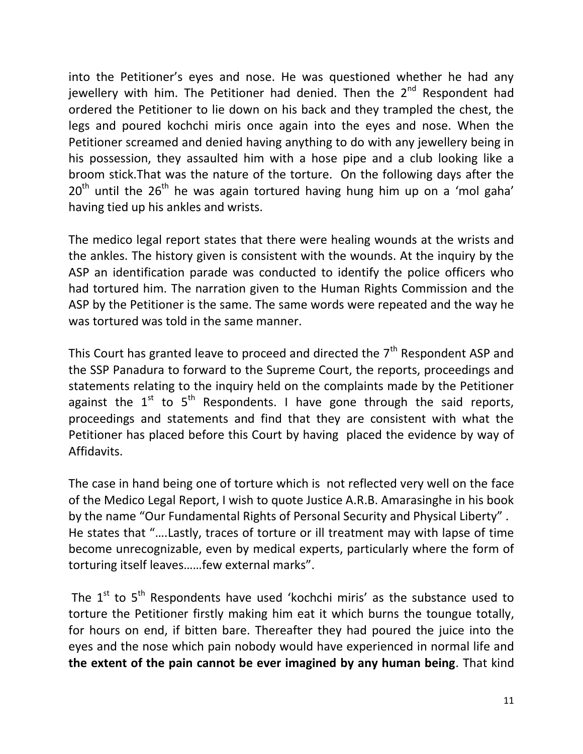into the Petitioner's eyes and nose. He was questioned whether he had any jewellery with him. The Petitioner had denied. Then the 2nd Respondent had ordered the Petitioner to lie down on his back and they trampled the chest, the legs and poured kochchi miris once again into the eyes and nose. When the Petitioner screamed and denied having anything to do with any jewellery being in his possession, they assaulted him with a hose pipe and a club looking like a broom stick.That was the nature of the torture. On the following days after the 20th until the 26th he was again tortured having hung him up on a 'mol gaha' having tied up his ankles and wrists.

The medico legal report states that there were healing wounds at the wrists and the ankles. The history given is consistent with the wounds. At the inquiry by the ASP an identification parade was conducted to identify the police officers who had tortured him. The narration given to the Human Rights Commission and the ASP by the Petitioner is the same. The same words were repeated and the way he was tortured was told in the same manner.

This Court has granted leave to proceed and directed the 7th Respondent ASP and the SSP Panadura to forward to the Supreme Court, the reports, proceedings and statements relating to the inquiry held on the complaints made by the Petitioner against the 1st to 5th Respondents. I have gone through the said reports, proceedings and statements and find that they are consistent with what the Petitioner has placed before this Court by having placed the evidence by way of Affidavits.

The case in hand being one of torture which is not reflected very well on the face of the Medico Legal Report, I wish to quote Justice A.R.B. Amarasinghe in his book by the name "Our Fundamental Rights of Personal Security and Physical Liberty" . He states that "….Lastly, traces of torture or ill treatment may with lapse of time become unrecognizable, even by medical experts, particularly where the form of torturing itself leaves……few external marks".

The 1st to 5th Respondents have used 'kochchi miris' as the substance used to torture the Petitioner firstly making him eat it which burns the toungue totally, for hours on end, if bitten bare. Thereafter they had poured the juice into the eyes and the nose which pain nobody would have experienced in normal life and **the extent of the pain cannot be ever imagined by any human being**. That kind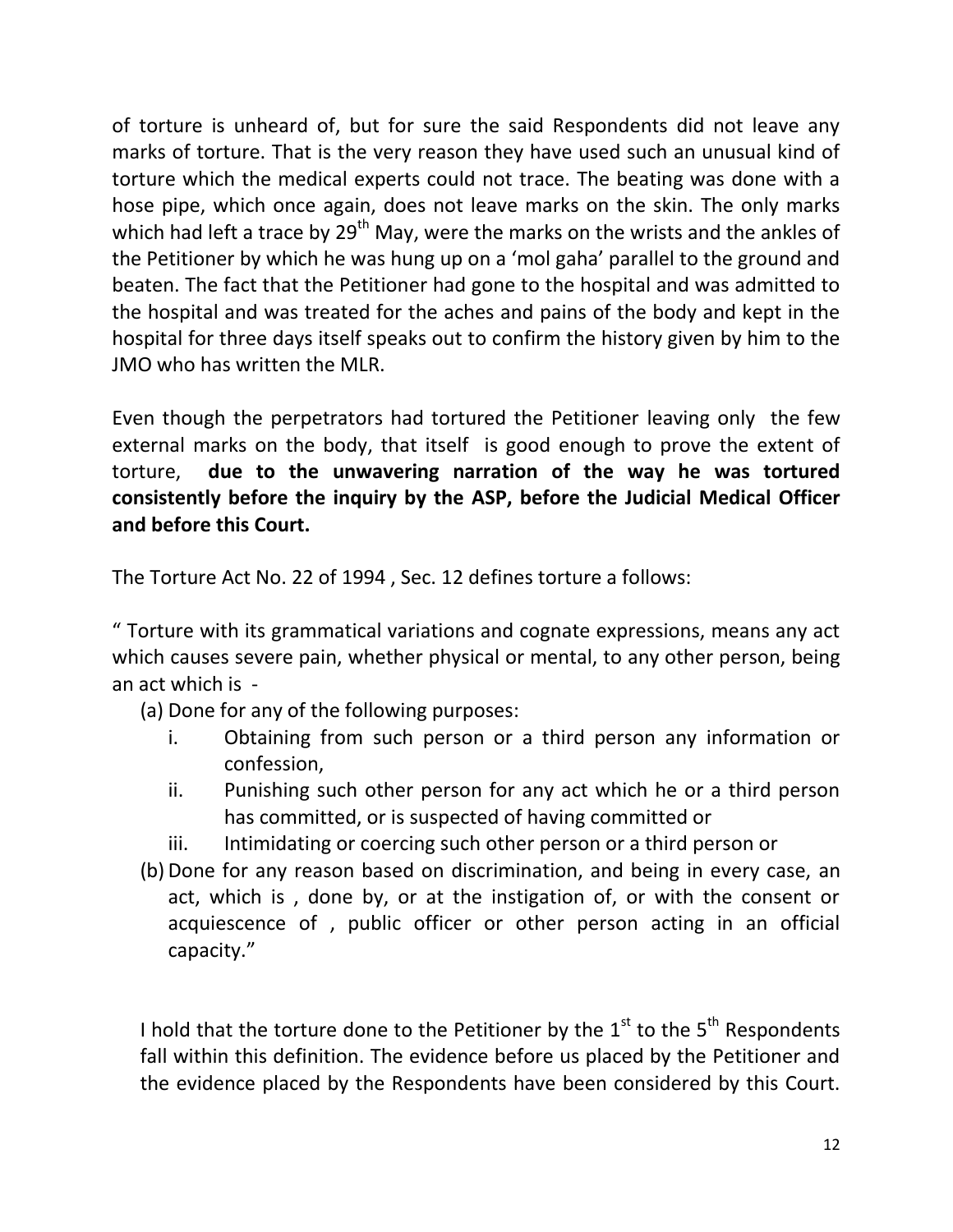of torture is unheard of, but for sure the said Respondents did not leave any marks of torture. That is the very reason they have used such an unusual kind of torture which the medical experts could not trace. The beating was done with a hose pipe, which once again, does not leave marks on the skin. The only marks which had left a trace by 29th May, were the marks on the wrists and the ankles of the Petitioner by which he was hung up on a 'mol gaha' parallel to the ground and beaten. The fact that the Petitioner had gone to the hospital and was admitted to the hospital and was treated for the aches and pains of the body and kept in the hospital for three days itself speaks out to confirm the history given by him to the JMO who has written the MLR.

Even though the perpetrators had tortured the Petitioner leaving only the few external marks on the body, that itself is good enough to prove the extent of torture, **due to the unwavering narration of the way he was tortured consistently before the inquiry by the ASP, before the Judicial Medical Officer and before this Court.**

The Torture Act No. 22 of 1994 , Sec. 12 defines torture a follows:

" Torture with its grammatical variations and cognate expressions, means any act which causes severe pain, whether physical or mental, to any other person, being an act which is -

(a) Done for any of the following purposes:
   i. Obtaining from such person or a third person any information or confession,
   ii. Punishing such other person for any act which he or a third person has committed, or is suspected of having committed or
   iii. Intimidating or coercing such other person or a third person or

(b) Done for any reason based on discrimination, and being in every case, an act, which is , done by, or at the instigation of, or with the consent or acquiescence of , public officer or other person acting in an official capacity."

I hold that the torture done to the Petitioner by the 1st to the 5th Respondents fall within this definition. The evidence before us placed by the Petitioner and the evidence placed by the Respondents have been considered by this Court.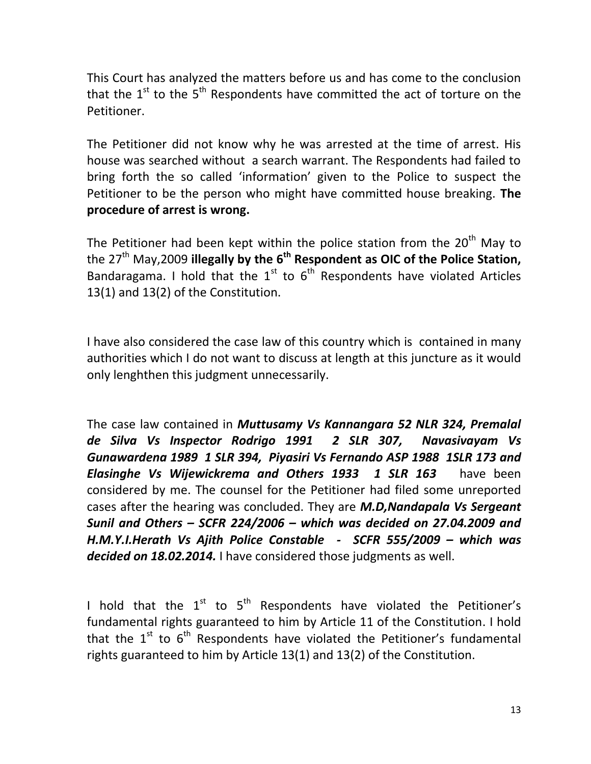This Court has analyzed the matters before us and has come to the conclusion that the 1st to the 5th Respondents have committed the act of torture on the Petitioner.

The Petitioner did not know why he was arrested at the time of arrest. His house was searched without a search warrant. The Respondents had failed to bring forth the so called 'information' given to the Police to suspect the Petitioner to be the person who might have committed house breaking. **The procedure of arrest is wrong.**

The Petitioner had been kept within the police station from the 20th May to the 27th May,2009 **illegally by the 6th Respondent as OIC of the Police Station,** Bandaragama. I hold that the 1st to 6th Respondents have violated Articles 13(1) and 13(2) of the Constitution.

I have also considered the case law of this country which is contained in many authorities which I do not want to discuss at length at this juncture as it would only lenghthen this judgment unnecessarily.

The case law contained in ***Muttusamy Vs Kannangara 52 NLR 324, Premalal de Silva Vs Inspector Rodrigo 1991 2 SLR 307, Navasivayam Vs Gunawardena 1989 1 SLR 394, Piyasiri Vs Fernando ASP 1988 1SLR 173 and Elasinghe Vs Wijewickrema and Others 1933 1 SLR 163*** have been considered by me. The counsel for the Petitioner had filed some unreported cases after the hearing was concluded. They are ***M.D,Nandapala Vs Sergeant Sunil and Others – SCFR 224/2006 – which was decided on 27.04.2009 and H.M.Y.I.Herath Vs Ajith Police Constable - SCFR 555/2009 – which was decided on 18.02.2014.*** I have considered those judgments as well.

I hold that the 1st to 5th Respondents have violated the Petitioner's fundamental rights guaranteed to him by Article 11 of the Constitution. I hold that the 1st to 6th Respondents have violated the Petitioner's fundamental rights guaranteed to him by Article 13(1) and 13(2) of the Constitution.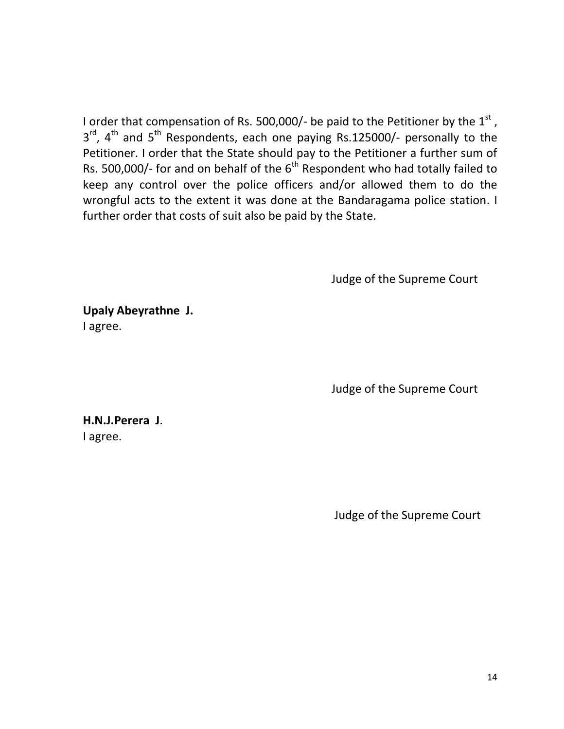I order that compensation of Rs. 500,000/- be paid to the Petitioner by the 1st, 3rd, 4th and 5th Respondents, each one paying Rs.125000/- personally to the Petitioner. I order that the State should pay to the Petitioner a further sum of Rs. 500,000/- for and on behalf of the 6th Respondent who had totally failed to keep any control over the police officers and/or allowed them to do the wrongful acts to the extent it was done at the Bandaragama police station. I further order that costs of suit also be paid by the State.

Judge of the Supreme Court

**Upaly Abeyrathne J.**
I agree.

Judge of the Supreme Court

**H.N.J.Perera J**.
I agree.

Judge of the Supreme Court